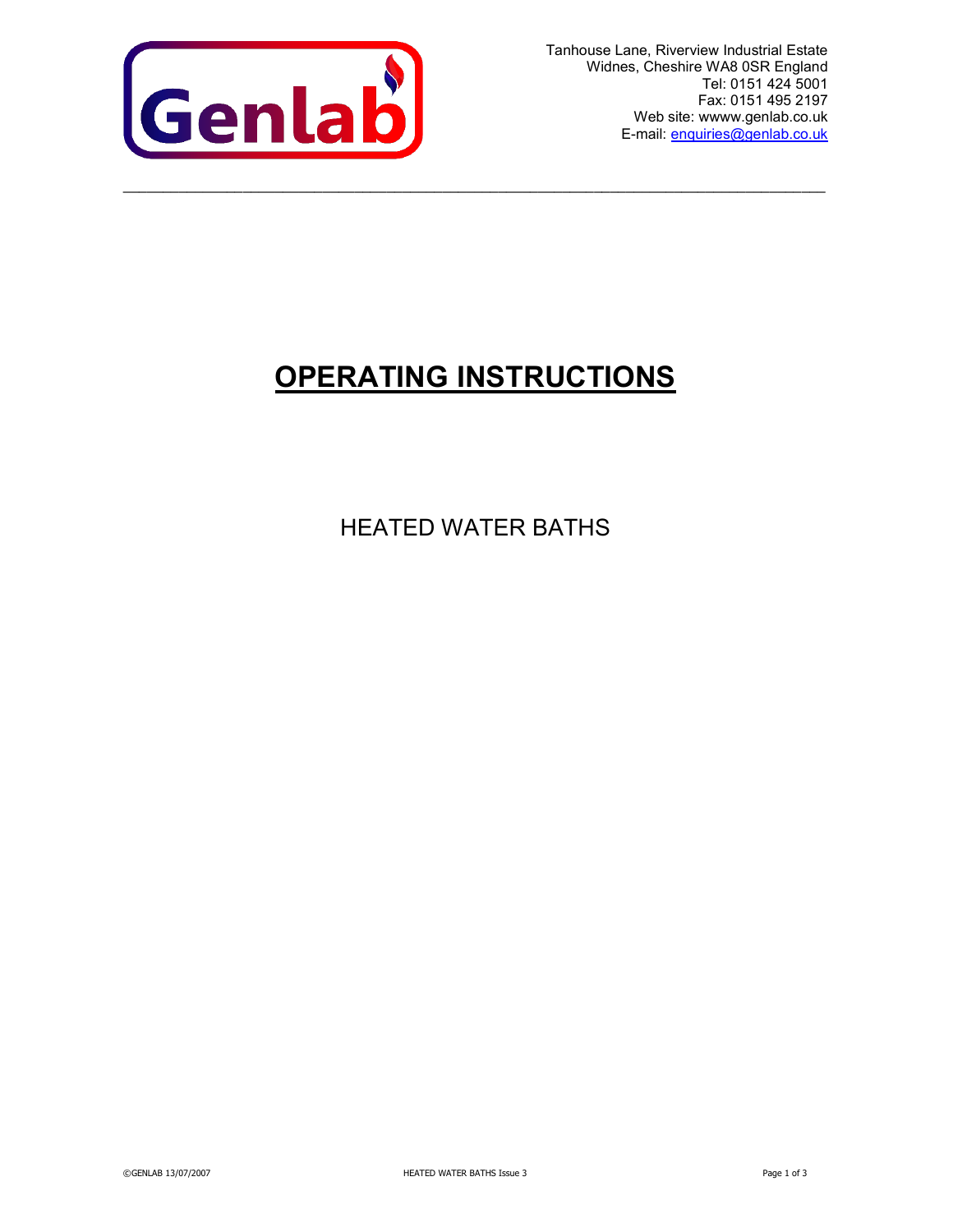Genlab

Tanhouse Lane, Riverview Industrial Estate
Widnes, Cheshire WA8 0SR England
Tel: 0151 424 5001
Fax: 0151 495 2197
Web site: wwww.genlab.co.uk
E-mail: enquiries@genlab.co.uk

# OPERATING INSTRUCTIONS

## HEATED WATER BATHS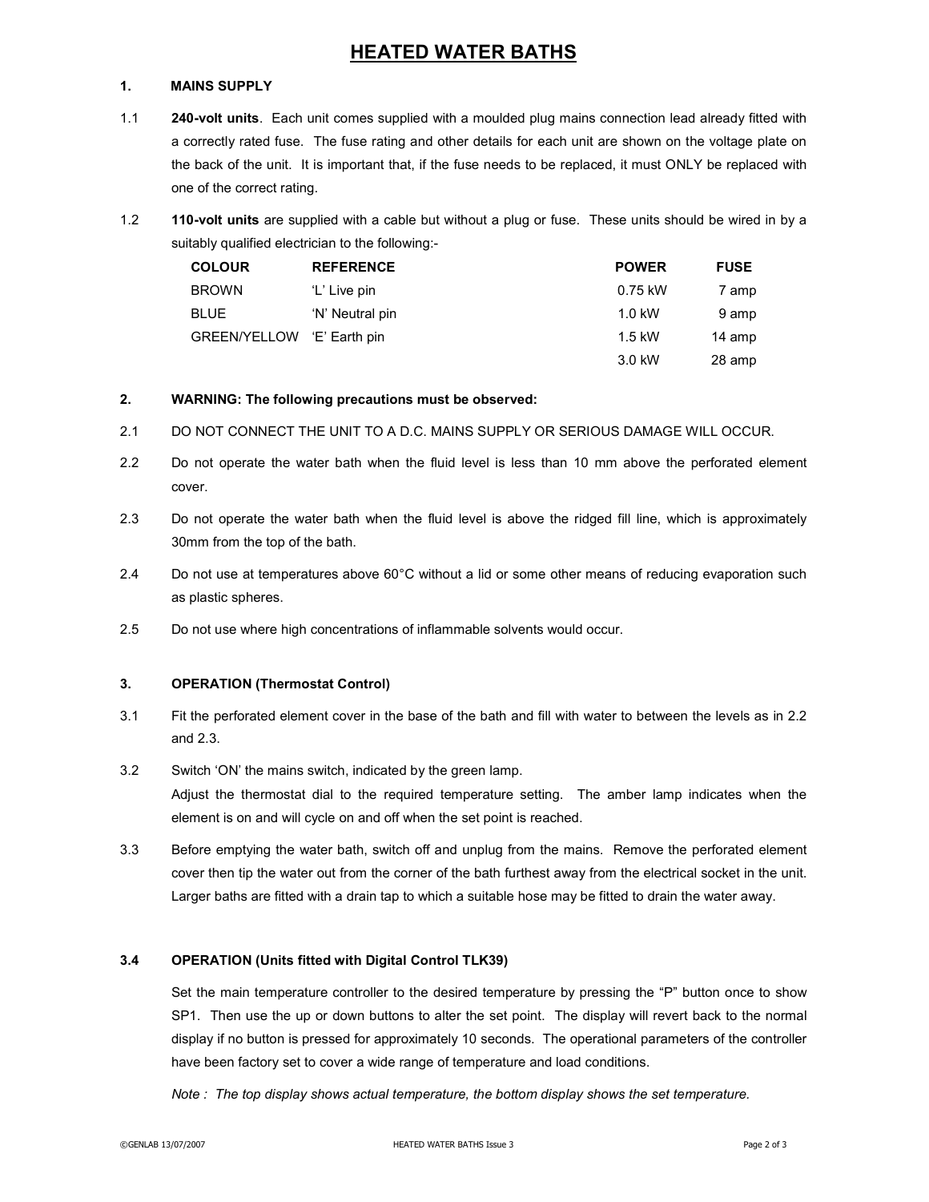# HEATED WATER BATHS

## 1. MAINS SUPPLY

1.1 **240-volt units**. Each unit comes supplied with a moulded plug mains connection lead already fitted with a correctly rated fuse. The fuse rating and other details for each unit are shown on the voltage plate on the back of the unit. It is important that, if the fuse needs to be replaced, it must ONLY be replaced with one of the correct rating.

1.2 **110-volt units** are supplied with a cable but without a plug or fuse. These units should be wired in by a suitably qualified electrician to the following:-

| COLOUR | REFERENCE | POWER | FUSE |
|---|---|---|---|
| BROWN | 'L' Live pin | 0.75 kW | 7 amp |
| BLUE | 'N' Neutral pin | 1.0 kW | 9 amp |
| GREEN/YELLOW | 'E' Earth pin | 1.5 kW | 14 amp |
| | | 3.0 kW | 28 amp |

## 2. WARNING: The following precautions must be observed:

2.1 DO NOT CONNECT THE UNIT TO A D.C. MAINS SUPPLY OR SERIOUS DAMAGE WILL OCCUR.

2.2 Do not operate the water bath when the fluid level is less than 10 mm above the perforated element cover.

2.3 Do not operate the water bath when the fluid level is above the ridged fill line, which is approximately 30mm from the top of the bath.

2.4 Do not use at temperatures above 60°C without a lid or some other means of reducing evaporation such as plastic spheres.

2.5 Do not use where high concentrations of inflammable solvents would occur.

## 3. OPERATION (Thermostat Control)

3.1 Fit the perforated element cover in the base of the bath and fill with water to between the levels as in 2.2 and 2.3.

3.2 Switch 'ON' the mains switch, indicated by the green lamp.
Adjust the thermostat dial to the required temperature setting. The amber lamp indicates when the element is on and will cycle on and off when the set point is reached.

3.3 Before emptying the water bath, switch off and unplug from the mains. Remove the perforated element cover then tip the water out from the corner of the bath furthest away from the electrical socket in the unit. Larger baths are fitted with a drain tap to which a suitable hose may be fitted to drain the water away.

### 3.4 OPERATION (Units fitted with Digital Control TLK39)

Set the main temperature controller to the desired temperature by pressing the "P" button once to show SP1. Then use the up or down buttons to alter the set point. The display will revert back to the normal display if no button is pressed for approximately 10 seconds. The operational parameters of the controller have been factory set to cover a wide range of temperature and load conditions.

*Note : The top display shows actual temperature, the bottom display shows the set temperature.*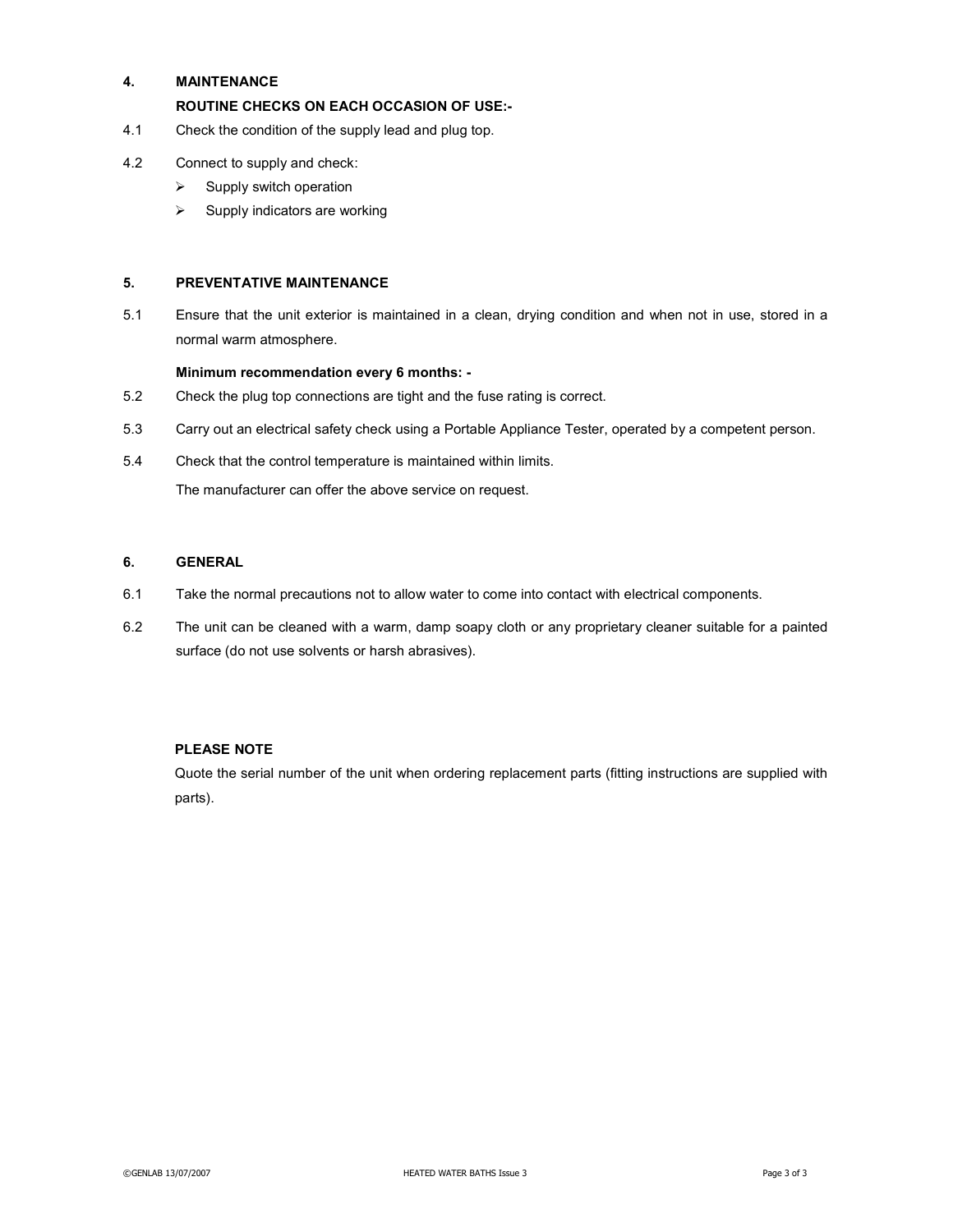## 4. MAINTENANCE

**ROUTINE CHECKS ON EACH OCCASION OF USE:-**

4.1 Check the condition of the supply lead and plug top.

4.2 Connect to supply and check:

- Supply switch operation
- Supply indicators are working

## 5. PREVENTATIVE MAINTENANCE

5.1 Ensure that the unit exterior is maintained in a clean, drying condition and when not in use, stored in a normal warm atmosphere.

**Minimum recommendation every 6 months: -**

5.2 Check the plug top connections are tight and the fuse rating is correct.

5.3 Carry out an electrical safety check using a Portable Appliance Tester, operated by a competent person.

5.4 Check that the control temperature is maintained within limits.

The manufacturer can offer the above service on request.

## 6. GENERAL

6.1 Take the normal precautions not to allow water to come into contact with electrical components.

6.2 The unit can be cleaned with a warm, damp soapy cloth or any proprietary cleaner suitable for a painted surface (do not use solvents or harsh abrasives).

**PLEASE NOTE**

Quote the serial number of the unit when ordering replacement parts (fitting instructions are supplied with parts).